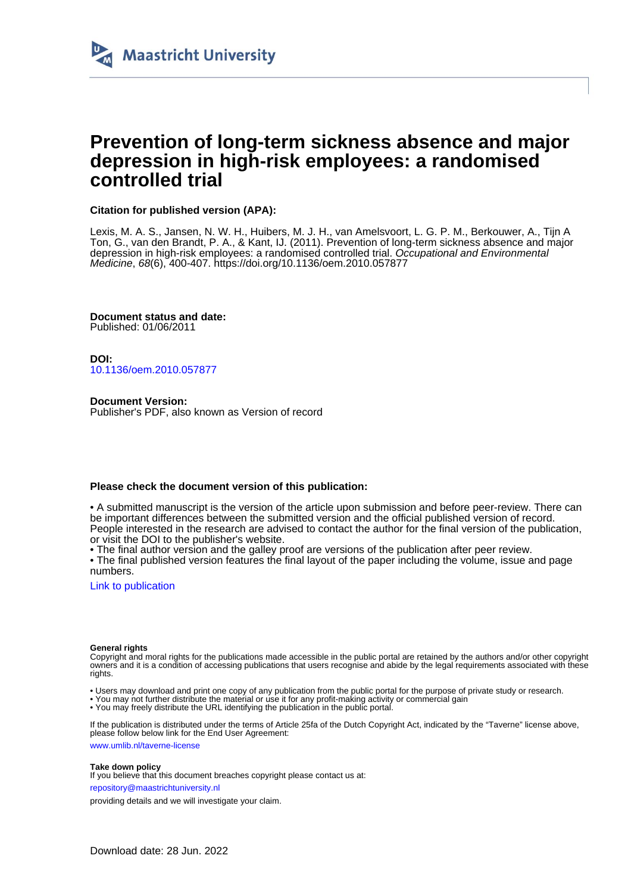Maastricht University

# Prevention of long-term sickness absence and major depression in high-risk employees: a randomised controlled trial

**Citation for published version (APA):**

Lexis, M. A. S., Jansen, N. W. H., Huibers, M. J. H., van Amelsvoort, L. G. P. M., Berkouwer, A., Tijn A Ton, G., van den Brandt, P. A., & Kant, IJ. (2011). Prevention of long-term sickness absence and major depression in high-risk employees: a randomised controlled trial. *Occupational and Environmental Medicine*, *68*(6), 400-407. https://doi.org/10.1136/oem.2010.057877

**Document status and date:**
Published: 01/06/2011

**DOI:**
10.1136/oem.2010.057877

**Document Version:**
Publisher's PDF, also known as Version of record

**Please check the document version of this publication:**

• A submitted manuscript is the version of the article upon submission and before peer-review. There can be important differences between the submitted version and the official published version of record. People interested in the research are advised to contact the author for the final version of the publication, or visit the DOI to the publisher's website.
• The final author version and the galley proof are versions of the publication after peer review.
• The final published version features the final layout of the paper including the volume, issue and page numbers.

Link to publication

**General rights**
Copyright and moral rights for the publications made accessible in the public portal are retained by the authors and/or other copyright owners and it is a condition of accessing publications that users recognise and abide by the legal requirements associated with these rights.

• Users may download and print one copy of any publication from the public portal for the purpose of private study or research.
• You may not further distribute the material or use it for any profit-making activity or commercial gain
• You may freely distribute the URL identifying the publication in the public portal.

If the publication is distributed under the terms of Article 25fa of the Dutch Copyright Act, indicated by the "Taverne" license above, please follow below link for the End User Agreement:

www.umlib.nl/taverne-license

**Take down policy**
If you believe that this document breaches copyright please contact us at:

repository@maastrichtuniversity.nl

providing details and we will investigate your claim.

Download date: 28 Jun. 2022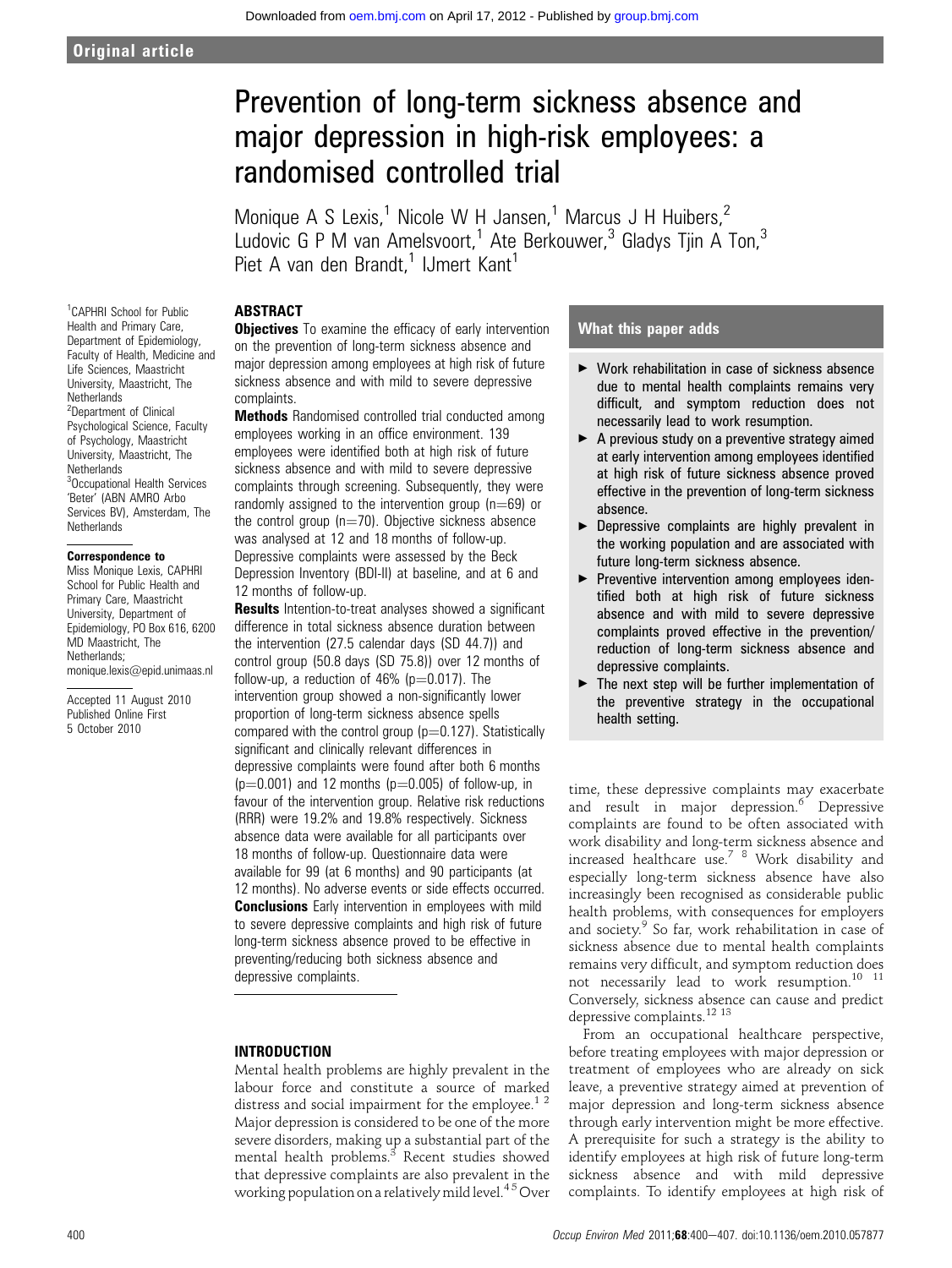# Prevention of long-term sickness absence and major depression in high-risk employees: a randomised controlled trial

Monique A S Lexis,[1] Nicole W H Jansen,[1] Marcus J H Huibers,[2] Ludovic G P M van Amelsvoort,[1] Ate Berkouwer,[3] Gladys Tjin A Ton,[3] Piet A van den Brandt,[1] IJmert Kant[1]

[1]CAPHRI School for Public Health and Primary Care, Department of Epidemiology, Faculty of Health, Medicine and Life Sciences, Maastricht University, Maastricht, The Netherlands
[2]Department of Clinical Psychological Science, Faculty of Psychology, Maastricht University, Maastricht, The Netherlands
[3]Occupational Health Services 'Beter' (ABN AMRO Arbo Services BV), Amsterdam, The Netherlands

**Correspondence to**
Miss Monique Lexis, CAPHRI School for Public Health and Primary Care, Maastricht University, Department of Epidemiology, PO Box 616, 6200 MD Maastricht, The Netherlands; monique.lexis@epid.unimaas.nl

Accepted 11 August 2010
Published Online First 5 October 2010

## ABSTRACT

**Objectives** To examine the efficacy of early intervention on the prevention of long-term sickness absence and major depression among employees at high risk of future sickness absence and with mild to severe depressive complaints.

**Methods** Randomised controlled trial conducted among employees working in an office environment. 139 employees were identified both at high risk of future sickness absence and with mild to severe depressive complaints through screening. Subsequently, they were randomly assigned to the intervention group (n=69) or the control group (n=70). Objective sickness absence was analysed at 12 and 18 months of follow-up. Depressive complaints were assessed by the Beck Depression Inventory (BDI-II) at baseline, and at 6 and 12 months of follow-up.

**Results** Intention-to-treat analyses showed a significant difference in total sickness absence duration between the intervention (27.5 calendar days (SD 44.7)) and control group (50.8 days (SD 75.8)) over 12 months of follow-up, a reduction of 46% (p=0.017). The intervention group showed a non-significantly lower proportion of long-term sickness absence spells compared with the control group (p=0.127). Statistically significant and clinically relevant differences in depressive complaints were found after both 6 months (p=0.001) and 12 months (p=0.005) of follow-up, in favour of the intervention group. Relative risk reductions (RRR) were 19.2% and 19.8% respectively. Sickness absence data were available for all participants over 18 months of follow-up. Questionnaire data were available for 99 (at 6 months) and 90 participants (at 12 months). No adverse events or side effects occurred.

**Conclusions** Early intervention in employees with mild to severe depressive complaints and high risk of future long-term sickness absence proved to be effective in preventing/reducing both sickness absence and depressive complaints.

## What this paper adds

- Work rehabilitation in case of sickness absence due to mental health complaints remains very difficult, and symptom reduction does not necessarily lead to work resumption.
- A previous study on a preventive strategy aimed at early intervention among employees identified at high risk of future sickness absence proved effective in the prevention of long-term sickness absence.
- Depressive complaints are highly prevalent in the working population and are associated with future long-term sickness absence.
- Preventive intervention among employees identified both at high risk of future sickness absence and with mild to severe depressive complaints proved effective in the prevention/reduction of long-term sickness absence and depressive complaints.
- The next step will be further implementation of the preventive strategy in the occupational health setting.

## INTRODUCTION

Mental health problems are highly prevalent in the labour force and constitute a source of marked distress and social impairment for the employee.[1 2] Major depression is considered to be one of the more severe disorders, making up a substantial part of the mental health problems.[3] Recent studies showed that depressive complaints are also prevalent in the working population on a relatively mild level.[4 5] Over time, these depressive complaints may exacerbate and result in major depression.[6] Depressive complaints are found to be often associated with work disability and long-term sickness absence and increased healthcare use.[7 8] Work disability and especially long-term sickness absence have also increasingly been recognised as considerable public health problems, with consequences for employers and society.[9] So far, work rehabilitation in case of sickness absence due to mental health complaints remains very difficult, and symptom reduction does not necessarily lead to work resumption.[10 11] Conversely, sickness absence can cause and predict depressive complaints.[12 13]

From an occupational healthcare perspective, before treating employees with major depression or treatment of employees who are already on sick leave, a preventive strategy aimed at prevention of major depression and long-term sickness absence through early intervention might be more effective. A prerequisite for such a strategy is the ability to identify employees at high risk of future long-term sickness absence and with mild depressive complaints. To identify employees at high risk of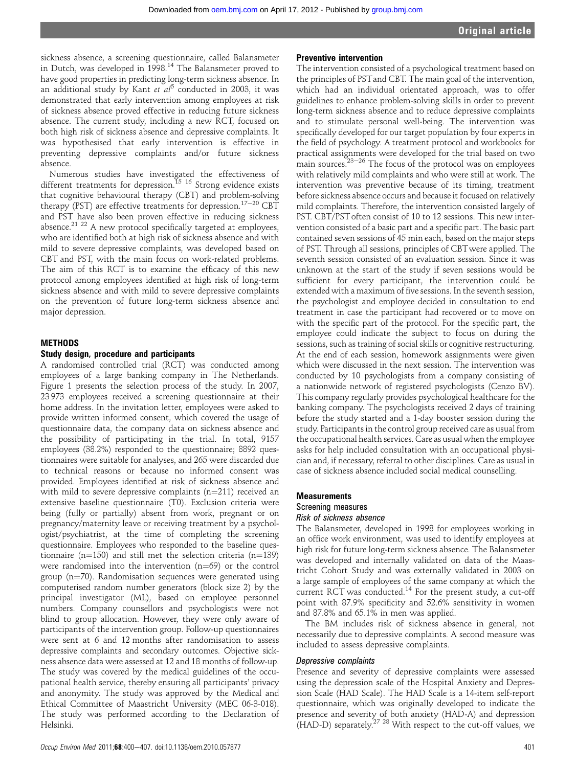sickness absence, a screening questionnaire, called Balansmeter in Dutch, was developed in 1998.[14] The Balansmeter proved to have good properties in predicting long-term sickness absence. In an additional study by Kant *et al*[5] conducted in 2003, it was demonstrated that early intervention among employees at risk of sickness absence proved effective in reducing future sickness absence. The current study, including a new RCT, focused on both high risk of sickness absence and depressive complaints. It was hypothesised that early intervention is effective in preventing depressive complaints and/or future sickness absence.

Numerous studies have investigated the effectiveness of different treatments for depression.[15 16] Strong evidence exists that cognitive behavioural therapy (CBT) and problem-solving therapy (PST) are effective treatments for depression.[17−20] CBT and PST have also been proven effective in reducing sickness absence.[21 22] A new protocol specifically targeted at employees, who are identified both at high risk of sickness absence and with mild to severe depressive complaints, was developed based on CBT and PST, with the main focus on work-related problems. The aim of this RCT is to examine the efficacy of this new protocol among employees identified at high risk of long-term sickness absence and with mild to severe depressive complaints on the prevention of future long-term sickness absence and major depression.

## METHODS

### Study design, procedure and participants

A randomised controlled trial (RCT) was conducted among employees of a large banking company in The Netherlands. Figure 1 presents the selection process of the study. In 2007, 23 973 employees received a screening questionnaire at their home address. In the invitation letter, employees were asked to provide written informed consent, which covered the usage of questionnaire data, the company data on sickness absence and the possibility of participating in the trial. In total, 9157 employees (38.2%) responded to the questionnaire; 8892 questionnaires were suitable for analyses, and 265 were discarded due to technical reasons or because no informed consent was provided. Employees identified at risk of sickness absence and with mild to severe depressive complaints (n=211) received an extensive baseline questionnaire (T0). Exclusion criteria were being (fully or partially) absent from work, pregnant or on pregnancy/maternity leave or receiving treatment by a psychologist/psychiatrist, at the time of completing the screening questionnaire. Employees who responded to the baseline questionnaire (n=150) and still met the selection criteria (n=139) were randomised into the intervention (n=69) or the control group (n=70). Randomisation sequences were generated using computerised random number generators (block size 2) by the principal investigator (ML), based on employee personnel numbers. Company counsellors and psychologists were not blind to group allocation. However, they were only aware of participants of the intervention group. Follow-up questionnaires were sent at 6 and 12 months after randomisation to assess depressive complaints and secondary outcomes. Objective sickness absence data were assessed at 12 and 18 months of follow-up. The study was covered by the medical guidelines of the occupational health service, thereby ensuring all participants' privacy and anonymity. The study was approved by the Medical and Ethical Committee of Maastricht University (MEC 06-3-018). The study was performed according to the Declaration of Helsinki.

### Preventive intervention

The intervention consisted of a psychological treatment based on the principles of PST and CBT. The main goal of the intervention, which had an individual orientated approach, was to offer guidelines to enhance problem-solving skills in order to prevent long-term sickness absence and to reduce depressive complaints and to stimulate personal well-being. The intervention was specifically developed for our target population by four experts in the field of psychology. A treatment protocol and workbooks for practical assignments were developed for the trial based on two main sources.[23−26] The focus of the protocol was on employees with relatively mild complaints and who were still at work. The intervention was preventive because of its timing, treatment before sickness absence occurs and because it focused on relatively mild complaints. Therefore, the intervention consisted largely of PST. CBT/PST often consist of 10 to 12 sessions. This new intervention consisted of a basic part and a specific part. The basic part contained seven sessions of 45 min each, based on the major steps of PST. Through all sessions, principles of CBT were applied. The seventh session consisted of an evaluation session. Since it was unknown at the start of the study if seven sessions would be sufficient for every participant, the intervention could be extended with a maximum of five sessions. In the seventh session, the psychologist and employee decided in consultation to end treatment in case the participant had recovered or to move on with the specific part of the protocol. For the specific part, the employee could indicate the subject to focus on during the sessions, such as training of social skills or cognitive restructuring. At the end of each session, homework assignments were given which were discussed in the next session. The intervention was conducted by 10 psychologists from a company consisting of a nationwide network of registered psychologists (Cenzo BV). This company regularly provides psychological healthcare for the banking company. The psychologists received 2 days of training before the study started and a 1-day booster session during the study. Participants in the control group received care as usual from the occupational health services. Care as usual when the employee asks for help included consultation with an occupational physician and, if necessary, referral to other disciplines. Care as usual in case of sickness absence included social medical counselling.

### Measurements

#### Screening measures

##### *Risk of sickness absence*

The Balansmeter, developed in 1998 for employees working in an office work environment, was used to identify employees at high risk for future long-term sickness absence. The Balansmeter was developed and internally validated on data of the Maastricht Cohort Study and was externally validated in 2003 on a large sample of employees of the same company at which the current RCT was conducted.[14] For the present study, a cut-off point with 87.9% specificity and 52.6% sensitivity in women and 87.8% and 65.1% in men was applied.

The BM includes risk of sickness absence in general, not necessarily due to depressive complaints. A second measure was included to assess depressive complaints.

##### *Depressive complaints*

Presence and severity of depressive complaints were assessed using the depression scale of the Hospital Anxiety and Depression Scale (HAD Scale). The HAD Scale is a 14-item self-report questionnaire, which was originally developed to indicate the presence and severity of both anxiety (HAD-A) and depression (HAD-D) separately.[27 28] With respect to the cut-off values, we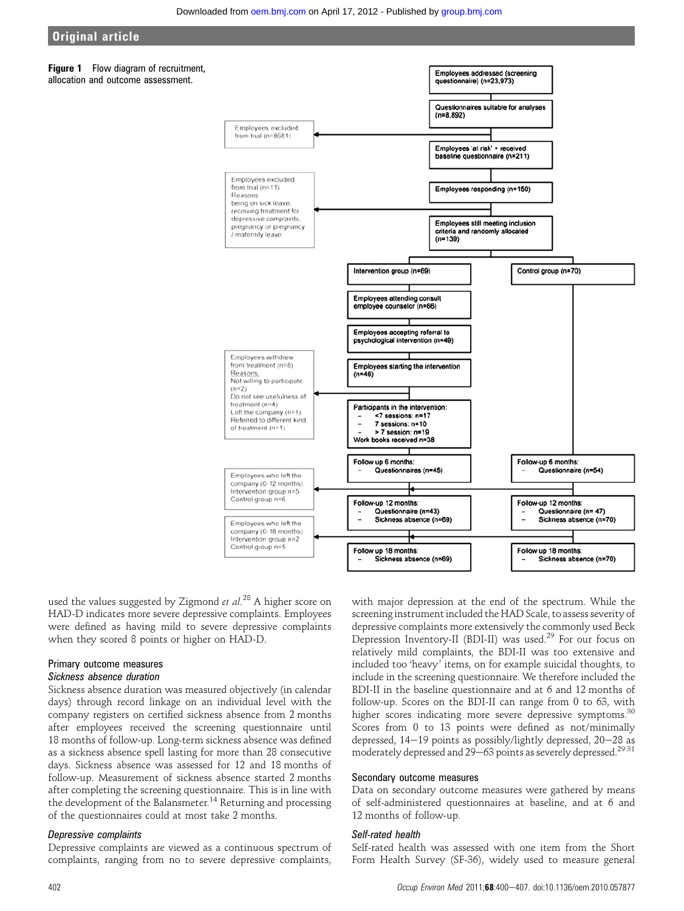**Figure 1** Flow diagram of recruitment, allocation and outcome assessment.

Employees addressed (screening questionnaire) (n=23,973)

Questionnaires suitable for analyses (n=8,892)

Employees excluded from trial (n=8681)

Employees 'at risk' + received baseline questionnaire (n=211)

Employees responding (n=150)

Employees excluded from trial (n=11) Reasons: being on sick leave, receiving treatment for depressive complaints, pregnancy or pregnancy / maternity leave

Employees still meeting inclusion criteria and randomly allocated (n=139)

Intervention group (n=69)

Control group (n=70)

Employees attending consult employee counselor (n=66)

Employees accepting referral to psychological intervention (n=49)

Employees starting the intervention (n=46)

Employees withdrew from treatment (n=8) Reasons: Not willing to participate (n=2) Do not see usefulness of treatment (n=4) Left the company (n=1) Referred to different kind of treatment (n=1)

Participants in the intervention:
- <7 sessions: n=17
- 7 sessions: n=10
- > 7 session: n=19

Work books received n=38

Follow up 6 months:
- Questionnaires (n=45)

Follow-up 6 months:
- Questionnaire (n=54)

Employees who left the company (0-12 months) Intervention group n=5 Control group n=6

Follow-up 12 months:
- Questionnaire (n=43)
- Sickness absence (n=69)

Follow-up 12 months:
- Questionnaire (n= 47)
- Sickness absence (n=70)

Employees who left the company (0-18 months) Intervention group n=2 Control group n=5

Follow up 18 months:
- Sickness absence (n=69)

Follow up 18 months:
- Sickness absence (n=70)

used the values suggested by Zigmond *et al*.[28] A higher score on HAD-D indicates more severe depressive complaints. Employees were defined as having mild to severe depressive complaints when they scored 8 points or higher on HAD-D.

### Primary outcome measures

#### *Sickness absence duration*

Sickness absence duration was measured objectively (in calendar days) through record linkage on an individual level with the company registers on certified sickness absence from 2 months after employees received the screening questionnaire until 18 months of follow-up. Long-term sickness absence was defined as a sickness absence spell lasting for more than 28 consecutive days. Sickness absence was assessed for 12 and 18 months of follow-up. Measurement of sickness absence started 2 months after completing the screening questionnaire. This is in line with the development of the Balansmeter.[14] Returning and processing of the questionnaires could at most take 2 months.

#### *Depressive complaints*

Depressive complaints are viewed as a continuous spectrum of complaints, ranging from no to severe depressive complaints, with major depression at the end of the spectrum. While the screening instrument included the HAD Scale, to assess severity of depressive complaints more extensively the commonly used Beck Depression Inventory-II (BDI-II) was used.[29] For our focus on relatively mild complaints, the BDI-II was too extensive and included too 'heavy' items, on for example suicidal thoughts, to include in the screening questionnaire. We therefore included the BDI-II in the baseline questionnaire and at 6 and 12 months of follow-up. Scores on the BDI-II can range from 0 to 63, with higher scores indicating more severe depressive symptoms.[30] Scores from 0 to 13 points were defined as not/minimally depressed, 14–19 points as possibly/lightly depressed, 20–28 as moderately depressed and 29–63 points as severely depressed.[29 31]

### Secondary outcome measures

Data on secondary outcome measures were gathered by means of self-administered questionnaires at baseline, and at 6 and 12 months of follow-up.

#### *Self-rated health*

Self-rated health was assessed with one item from the Short Form Health Survey (SF-36), widely used to measure general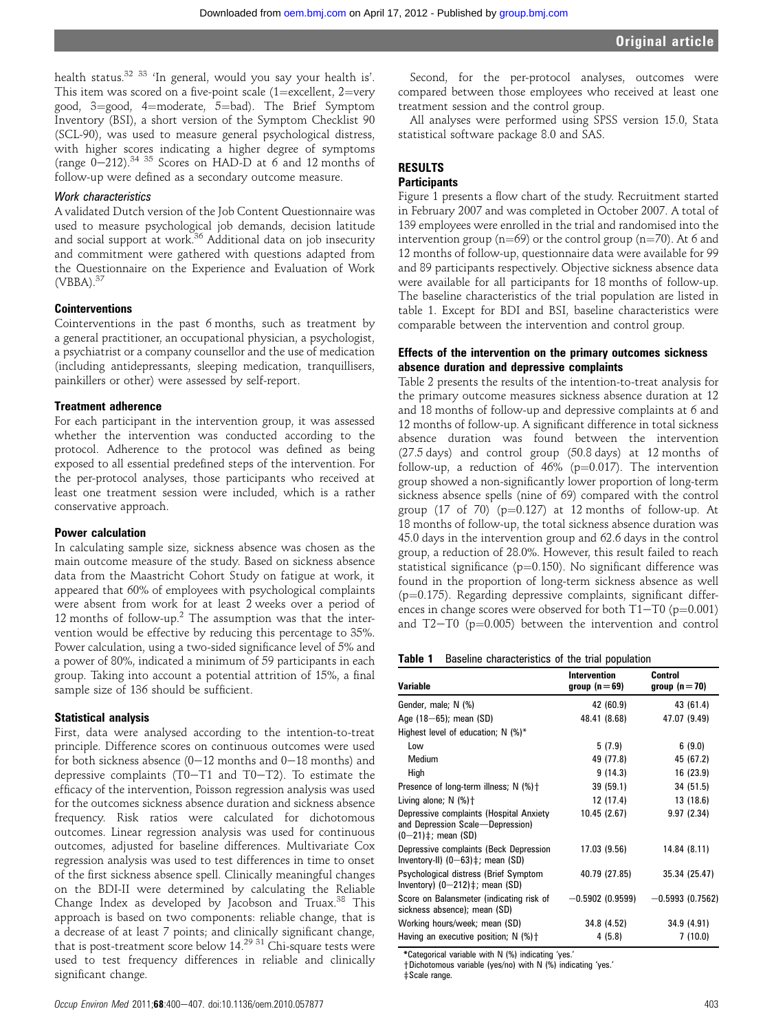health status.[32 33] 'In general, would you say your health is'. This item was scored on a five-point scale (1=excellent, 2=very good, 3=good, 4=moderate, 5=bad). The Brief Symptom Inventory (BSI), a short version of the Symptom Checklist 90 (SCL-90), was used to measure general psychological distress, with higher scores indicating a higher degree of symptoms (range 0–212).[34 35] Scores on HAD-D at 6 and 12 months of follow-up were defined as a secondary outcome measure.

#### *Work characteristics*

A validated Dutch version of the Job Content Questionnaire was used to measure psychological job demands, decision latitude and social support at work.[36] Additional data on job insecurity and commitment were gathered with questions adapted from the Questionnaire on the Experience and Evaluation of Work (VBBA).[37]

### Cointerventions

Cointerventions in the past 6 months, such as treatment by a general practitioner, an occupational physician, a psychologist, a psychiatrist or a company counsellor and the use of medication (including antidepressants, sleeping medication, tranquillisers, painkillers or other) were assessed by self-report.

### Treatment adherence

For each participant in the intervention group, it was assessed whether the intervention was conducted according to the protocol. Adherence to the protocol was defined as being exposed to all essential predefined steps of the intervention. For the per-protocol analyses, those participants who received at least one treatment session were included, which is a rather conservative approach.

### Power calculation

In calculating sample size, sickness absence was chosen as the main outcome measure of the study. Based on sickness absence data from the Maastricht Cohort Study on fatigue at work, it appeared that 60% of employees with psychological complaints were absent from work for at least 2 weeks over a period of 12 months of follow-up.[2] The assumption was that the intervention would be effective by reducing this percentage to 35%. Power calculation, using a two-sided significance level of 5% and a power of 80%, indicated a minimum of 59 participants in each group. Taking into account a potential attrition of 15%, a final sample size of 136 should be sufficient.

### Statistical analysis

First, data were analysed according to the intention-to-treat principle. Difference scores on continuous outcomes were used for both sickness absence (0–12 months and 0–18 months) and depressive complaints (T0–T1 and T0–T2). To estimate the efficacy of the intervention, Poisson regression analysis was used for the outcomes sickness absence duration and sickness absence frequency. Risk ratios were calculated for dichotomous outcomes. Linear regression analysis was used for continuous outcomes, adjusted for baseline differences. Multivariate Cox regression analysis was used to test differences in time to onset of the first sickness absence spell. Clinically meaningful changes on the BDI-II were determined by calculating the Reliable Change Index as developed by Jacobson and Truax.[38] This approach is based on two components: reliable change, that is a decrease of at least 7 points; and clinically significant change, that is post-treatment score below 14.[29 31] Chi-square tests were used to test frequency differences in reliable and clinically significant change.

Second, for the per-protocol analyses, outcomes were compared between those employees who received at least one treatment session and the control group.

All analyses were performed using SPSS version 15.0, Stata statistical software package 8.0 and SAS.

## RESULTS

### Participants

Figure 1 presents a flow chart of the study. Recruitment started in February 2007 and was completed in October 2007. A total of 139 employees were enrolled in the trial and randomised into the intervention group (n=69) or the control group (n=70). At 6 and 12 months of follow-up, questionnaire data were available for 99 and 89 participants respectively. Objective sickness absence data were available for all participants for 18 months of follow-up. The baseline characteristics of the trial population are listed in table 1. Except for BDI and BSI, baseline characteristics were comparable between the intervention and control group.

### Effects of the intervention on the primary outcomes sickness absence duration and depressive complaints

Table 2 presents the results of the intention-to-treat analysis for the primary outcome measures sickness absence duration at 12 and 18 months of follow-up and depressive complaints at 6 and 12 months of follow-up. A significant difference in total sickness absence duration was found between the intervention (27.5 days) and control group (50.8 days) at 12 months of follow-up, a reduction of 46% (p=0.017). The intervention group showed a non-significantly lower proportion of long-term sickness absence spells (nine of 69) compared with the control group (17 of 70) (p=0.127) at 12 months of follow-up. At 18 months of follow-up, the total sickness absence duration was 45.0 days in the intervention group and 62.6 days in the control group, a reduction of 28.0%. However, this result failed to reach statistical significance (p=0.150). No significant difference was found in the proportion of long-term sickness absence as well (p=0.175). Regarding depressive complaints, significant differences in change scores were observed for both T1–T0 (p=0.001) and T2–T0 (p=0.005) between the intervention and control

**Table 1** Baseline characteristics of the trial population

| Variable | Intervention group (n=69) | Control group (n=70) |
|---|---|---|
| Gender, male; N (%) | 42 (60.9) | 43 (61.4) |
| Age (18–65); mean (SD) | 48.41 (8.68) | 47.07 (9.49) |
| Highest level of education; N (%)* | | |
| Low | 5 (7.9) | 6 (9.0) |
| Medium | 49 (77.8) | 45 (67.2) |
| High | 9 (14.3) | 16 (23.9) |
| Presence of long-term illness; N (%)† | 39 (59.1) | 34 (51.5) |
| Living alone; N (%)† | 12 (17.4) | 13 (18.6) |
| Depressive complaints (Hospital Anxiety and Depression Scale—Depression) (0–21)‡; mean (SD) | 10.45 (2.67) | 9.97 (2.34) |
| Depressive complaints (Beck Depression Inventory-II) (0–63)‡; mean (SD) | 17.03 (9.56) | 14.84 (8.11) |
| Psychological distress (Brief Symptom Inventory) (0–212)‡; mean (SD) | 40.79 (27.85) | 35.34 (25.47) |
| Score on Balansmeter (indicating risk of sickness absence); mean (SD) | −0.5902 (0.9599) | −0.5993 (0.7562) |
| Working hours/week; mean (SD) | 34.8 (4.52) | 34.9 (4.91) |
| Having an executive position; N (%)† | 4 (5.8) | 7 (10.0) |

*Categorical variable with N (%) indicating 'yes.'
†Dichotomous variable (yes/no) with N (%) indicating 'yes.'
‡Scale range.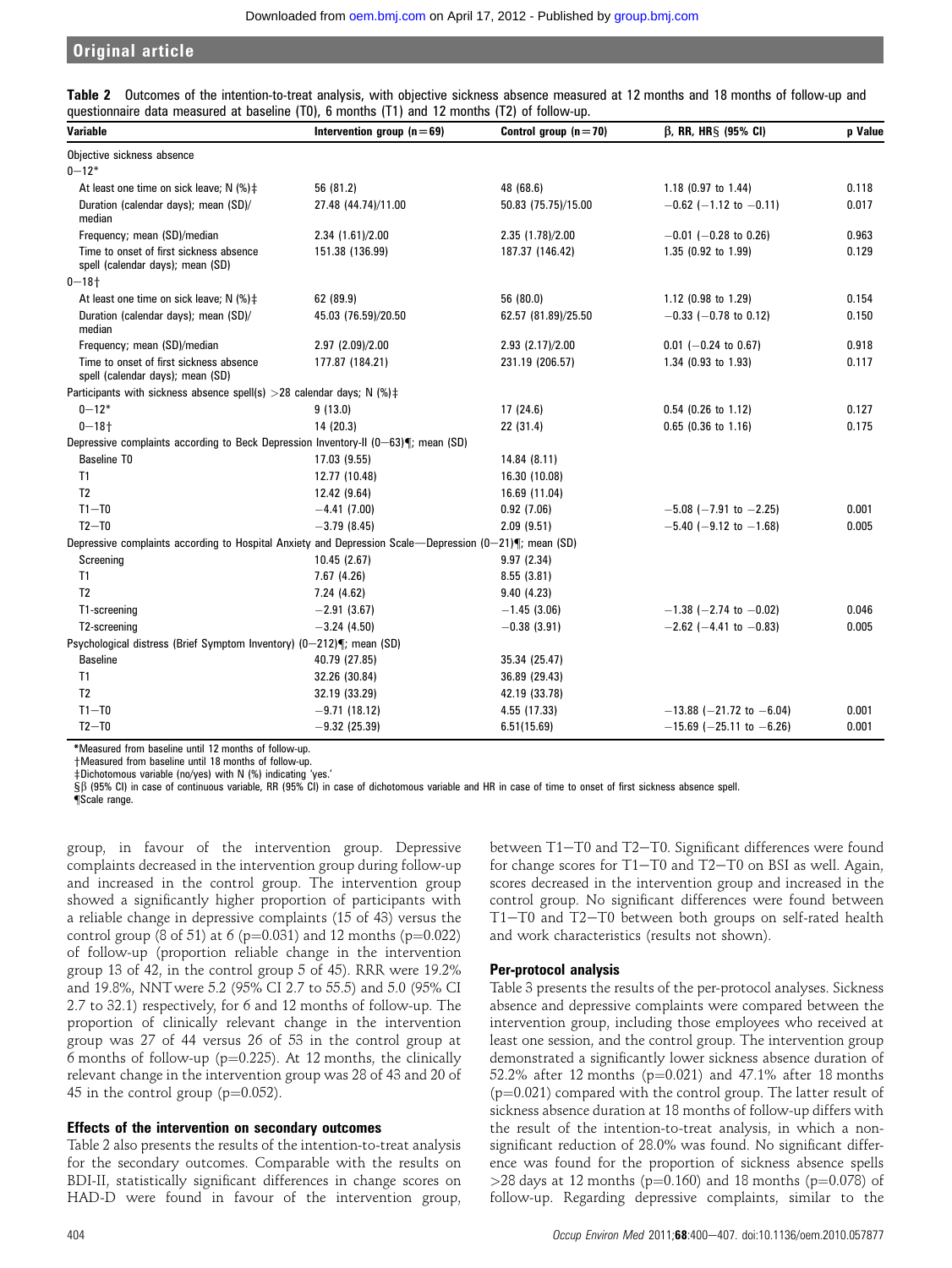**Table 2** Outcomes of the intention-to-treat analysis, with objective sickness absence measured at 12 months and 18 months of follow-up and questionnaire data measured at baseline (T0), 6 months (T1) and 12 months (T2) of follow-up.

| Variable | Intervention group (n=69) | Control group (n=70) | β, RR, HR§ (95% CI) | p Value |
|---|---|---|---|---|
| Objective sickness absence | | | | |
| 0−12* | | | | |
| At least one time on sick leave; N (%)‡ | 56 (81.2) | 48 (68.6) | 1.18 (0.97 to 1.44) | 0.118 |
| Duration (calendar days); mean (SD)/median | 27.48 (44.74)/11.00 | 50.83 (75.75)/15.00 | −0.62 (−1.12 to −0.11) | 0.017 |
| Frequency; mean (SD)/median | 2.34 (1.61)/2.00 | 2.35 (1.78)/2.00 | −0.01 (−0.28 to 0.26) | 0.963 |
| Time to onset of first sickness absence spell (calendar days); mean (SD) | 151.38 (136.99) | 187.37 (146.42) | 1.35 (0.92 to 1.99) | 0.129 |
| 0−18† | | | | |
| At least one time on sick leave; N (%)‡ | 62 (89.9) | 56 (80.0) | 1.12 (0.98 to 1.29) | 0.154 |
| Duration (calendar days); mean (SD)/median | 45.03 (76.59)/20.50 | 62.57 (81.89)/25.50 | −0.33 (−0.78 to 0.12) | 0.150 |
| Frequency; mean (SD)/median | 2.97 (2.09)/2.00 | 2.93 (2.17)/2.00 | 0.01 (−0.24 to 0.67) | 0.918 |
| Time to onset of first sickness absence spell (calendar days); mean (SD) | 177.87 (184.21) | 231.19 (206.57) | 1.34 (0.93 to 1.93) | 0.117 |
| Participants with sickness absence spell(s) >28 calendar days; N (%)‡ | | | | |
| 0−12* | 9 (13.0) | 17 (24.6) | 0.54 (0.26 to 1.12) | 0.127 |
| 0−18† | 14 (20.3) | 22 (31.4) | 0.65 (0.36 to 1.16) | 0.175 |
| Depressive complaints according to Beck Depression Inventory-II (0−63)¶; mean (SD) | | | | |
| Baseline T0 | 17.03 (9.55) | 14.84 (8.11) | | |
| T1 | 12.77 (10.48) | 16.30 (10.08) | | |
| T2 | 12.42 (9.64) | 16.69 (11.04) | | |
| T1−T0 | −4.41 (7.00) | 0.92 (7.06) | −5.08 (−7.91 to −2.25) | 0.001 |
| T2−T0 | −3.79 (8.45) | 2.09 (9.51) | −5.40 (−9.12 to −1.68) | 0.005 |
| Depressive complaints according to Hospital Anxiety and Depression Scale—Depression (0−21)¶; mean (SD) | | | | |
| Screening | 10.45 (2.67) | 9.97 (2.34) | | |
| T1 | 7.67 (4.26) | 8.55 (3.81) | | |
| T2 | 7.24 (4.62) | 9.40 (4.23) | | |
| T1-screening | −2.91 (3.67) | −1.45 (3.06) | −1.38 (−2.74 to −0.02) | 0.046 |
| T2-screening | −3.24 (4.50) | −0.38 (3.91) | −2.62 (−4.41 to −0.83) | 0.005 |
| Psychological distress (Brief Symptom Inventory) (0−212)¶; mean (SD) | | | | |
| Baseline | 40.79 (27.85) | 35.34 (25.47) | | |
| T1 | 32.26 (30.84) | 36.89 (29.43) | | |
| T2 | 32.19 (33.29) | 42.19 (33.78) | | |
| T1−T0 | −9.71 (18.12) | 4.55 (17.33) | −13.88 (−21.72 to −6.04) | 0.001 |
| T2−T0 | −9.32 (25.39) | 6.51(15.69) | −15.69 (−25.11 to −6.26) | 0.001 |

*Measured from baseline until 12 months of follow-up.
†Measured from baseline until 18 months of follow-up.
‡Dichotomous variable (no/yes) with N (%) indicating 'yes.'
§β (95% CI) in case of continuous variable, RR (95% CI) in case of dichotomous variable and HR in case of time to onset of first sickness absence spell.
¶Scale range.

group, in favour of the intervention group. Depressive complaints decreased in the intervention group during follow-up and increased in the control group. The intervention group showed a significantly higher proportion of participants with a reliable change in depressive complaints (15 of 43) versus the control group (8 of 51) at 6 (p=0.031) and 12 months (p=0.022) of follow-up (proportion reliable change in the intervention group 13 of 42, in the control group 5 of 45). RRR were 19.2% and 19.8%, NNT were 5.2 (95% CI 2.7 to 55.5) and 5.0 (95% CI 2.7 to 32.1) respectively, for 6 and 12 months of follow-up. The proportion of clinically relevant change in the intervention group was 27 of 44 versus 26 of 53 in the control group at 6 months of follow-up (p=0.225). At 12 months, the clinically relevant change in the intervention group was 28 of 43 and 20 of 45 in the control group (p=0.052).

### Effects of the intervention on secondary outcomes

Table 2 also presents the results of the intention-to-treat analysis for the secondary outcomes. Comparable with the results on BDI-II, statistically significant differences in change scores on HAD-D were found in favour of the intervention group, between T1−T0 and T2−T0. Significant differences were found for change scores for T1−T0 and T2−T0 on BSI as well. Again, scores decreased in the intervention group and increased in the control group. No significant differences were found between T1−T0 and T2−T0 between both groups on self-rated health and work characteristics (results not shown).

### Per-protocol analysis

Table 3 presents the results of the per-protocol analyses. Sickness absence and depressive complaints were compared between the intervention group, including those employees who received at least one session, and the control group. The intervention group demonstrated a significantly lower sickness absence duration of 52.2% after 12 months (p=0.021) and 47.1% after 18 months (p=0.021) compared with the control group. The latter result of sickness absence duration at 18 months of follow-up differs with the result of the intention-to-treat analysis, in which a non-significant reduction of 28.0% was found. No significant difference was found for the proportion of sickness absence spells >28 days at 12 months (p=0.160) and 18 months (p=0.078) of follow-up. Regarding depressive complaints, similar to the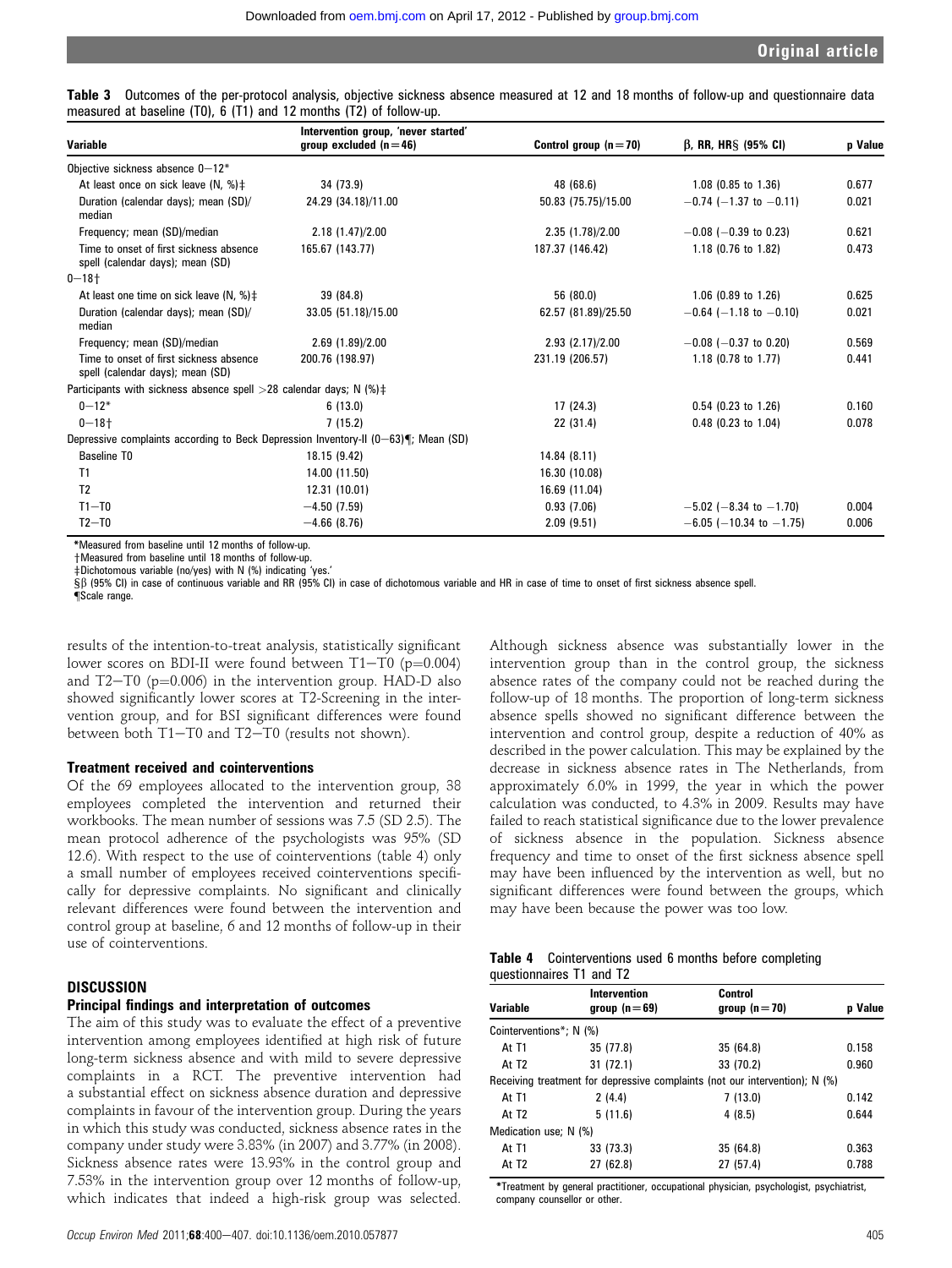**Table 3** Outcomes of the per-protocol analysis, objective sickness absence measured at 12 and 18 months of follow-up and questionnaire data measured at baseline (T0), 6 (T1) and 12 months (T2) of follow-up.

| Variable | Intervention group, 'never started' group excluded (n=46) | Control group (n=70) | β, RR, HR§ (95% CI) | p Value |
|---|---|---|---|---|
| Objective sickness absence 0−12* | | | | |
| At least once on sick leave (N, %)‡ | 34 (73.9) | 48 (68.6) | 1.08 (0.85 to 1.36) | 0.677 |
| Duration (calendar days); mean (SD)/median | 24.29 (34.18)/11.00 | 50.83 (75.75)/15.00 | −0.74 (−1.37 to −0.11) | 0.021 |
| Frequency; mean (SD)/median | 2.18 (1.47)/2.00 | 2.35 (1.78)/2.00 | −0.08 (−0.39 to 0.23) | 0.621 |
| Time to onset of first sickness absence spell (calendar days); mean (SD) | 165.67 (143.77) | 187.37 (146.42) | 1.18 (0.76 to 1.82) | 0.473 |
| 0−18† | | | | |
| At least one time on sick leave (N, %)‡ | 39 (84.8) | 56 (80.0) | 1.06 (0.89 to 1.26) | 0.625 |
| Duration (calendar days); mean (SD)/median | 33.05 (51.18)/15.00 | 62.57 (81.89)/25.50 | −0.64 (−1.18 to −0.10) | 0.021 |
| Frequency; mean (SD)/median | 2.69 (1.89)/2.00 | 2.93 (2.17)/2.00 | −0.08 (−0.37 to 0.20) | 0.569 |
| Time to onset of first sickness absence spell (calendar days); mean (SD) | 200.76 (198.97) | 231.19 (206.57) | 1.18 (0.78 to 1.77) | 0.441 |
| Participants with sickness absence spell >28 calendar days; N (%)‡ | | | | |
| 0−12* | 6 (13.0) | 17 (24.3) | 0.54 (0.23 to 1.26) | 0.160 |
| 0−18† | 7 (15.2) | 22 (31.4) | 0.48 (0.23 to 1.04) | 0.078 |
| Depressive complaints according to Beck Depression Inventory-II (0−63)¶; Mean (SD) | | | | |
| Baseline T0 | 18.15 (9.42) | 14.84 (8.11) | | |
| T1 | 14.00 (11.50) | 16.30 (10.08) | | |
| T2 | 12.31 (10.01) | 16.69 (11.04) | | |
| T1−T0 | −4.50 (7.59) | 0.93 (7.06) | −5.02 (−8.34 to −1.70) | 0.004 |
| T2−T0 | −4.66 (8.76) | 2.09 (9.51) | −6.05 (−10.34 to −1.75) | 0.006 |

*Measured from baseline until 12 months of follow-up.
†Measured from baseline until 18 months of follow-up.
‡Dichotomous variable (no/yes) with N (%) indicating 'yes.'
§β (95% CI) in case of continuous variable and RR (95% CI) in case of dichotomous variable and HR in case of time to onset of first sickness absence spell.
¶Scale range.

results of the intention-to-treat analysis, statistically significant lower scores on BDI-II were found between T1−T0 (p=0.004) and T2−T0 (p=0.006) in the intervention group. HAD-D also showed significantly lower scores at T2-Screening in the intervention group, and for BSI significant differences were found between both T1−T0 and T2−T0 (results not shown).

### Treatment received and cointerventions

Of the 69 employees allocated to the intervention group, 38 employees completed the intervention and returned their workbooks. The mean number of sessions was 7.5 (SD 2.5). The mean protocol adherence of the psychologists was 95% (SD 12.6). With respect to the use of cointerventions (table 4) only a small number of employees received cointerventions specifically for depressive complaints. No significant and clinically relevant differences were found between the intervention and control group at baseline, 6 and 12 months of follow-up in their use of cointerventions.

## DISCUSSION

### Principal findings and interpretation of outcomes

The aim of this study was to evaluate the effect of a preventive intervention among employees identified at high risk of future long-term sickness absence and with mild to severe depressive complaints in a RCT. The preventive intervention had a substantial effect on sickness absence duration and depressive complaints in favour of the intervention group. During the years in which this study was conducted, sickness absence rates in the company under study were 3.83% (in 2007) and 3.77% (in 2008). Sickness absence rates were 13.93% in the control group and 7.53% in the intervention group over 12 months of follow-up, which indicates that indeed a high-risk group was selected. Although sickness absence was substantially lower in the intervention group than in the control group, the sickness absence rates of the company could not be reached during the follow-up of 18 months. The proportion of long-term sickness absence spells showed no significant difference between the intervention and control group, despite a reduction of 40% as described in the power calculation. This may be explained by the decrease in sickness absence rates in The Netherlands, from approximately 6.0% in 1999, the year in which the power calculation was conducted, to 4.3% in 2009. Results may have failed to reach statistical significance due to the lower prevalence of sickness absence in the population. Sickness absence frequency and time to onset of the first sickness absence spell may have been influenced by the intervention as well, but no significant differences were found between the groups, which may have been because the power was too low.

**Table 4** Cointerventions used 6 months before completing questionnaires T1 and T2

| Variable | Intervention group (n=69) | Control group (n=70) | p Value |
|---|---|---|---|
| Cointerventions*; N (%) | | | |
| At T1 | 35 (77.8) | 35 (64.8) | 0.158 |
| At T2 | 31 (72.1) | 33 (70.2) | 0.960 |
| Receiving treatment for depressive complaints (not our intervention); N (%) | | | |
| At T1 | 2 (4.4) | 7 (13.0) | 0.142 |
| At T2 | 5 (11.6) | 4 (8.5) | 0.644 |
| Medication use; N (%) | | | |
| At T1 | 33 (73.3) | 35 (64.8) | 0.363 |
| At T2 | 27 (62.8) | 27 (57.4) | 0.788 |

*Treatment by general practitioner, occupational physician, psychologist, psychiatrist, company counsellor or other.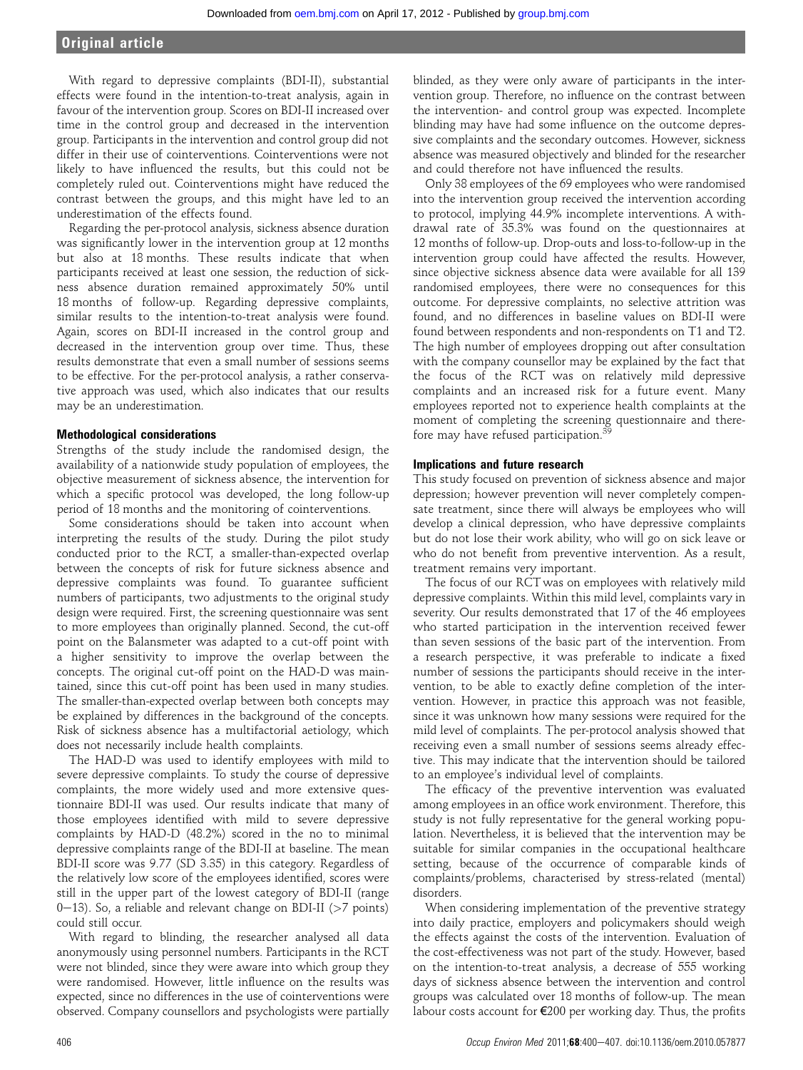With regard to depressive complaints (BDI-II), substantial effects were found in the intention-to-treat analysis, again in favour of the intervention group. Scores on BDI-II increased over time in the control group and decreased in the intervention group. Participants in the intervention and control group did not differ in their use of cointerventions. Cointerventions were not likely to have influenced the results, but this could not be completely ruled out. Cointerventions might have reduced the contrast between the groups, and this might have led to an underestimation of the effects found.

Regarding the per-protocol analysis, sickness absence duration was significantly lower in the intervention group at 12 months but also at 18 months. These results indicate that when participants received at least one session, the reduction of sickness absence duration remained approximately 50% until 18 months of follow-up. Regarding depressive complaints, similar results to the intention-to-treat analysis were found. Again, scores on BDI-II increased in the control group and decreased in the intervention group over time. Thus, these results demonstrate that even a small number of sessions seems to be effective. For the per-protocol analysis, a rather conservative approach was used, which also indicates that our results may be an underestimation.

### Methodological considerations

Strengths of the study include the randomised design, the availability of a nationwide study population of employees, the objective measurement of sickness absence, the intervention for which a specific protocol was developed, the long follow-up period of 18 months and the monitoring of cointerventions.

Some considerations should be taken into account when interpreting the results of the study. During the pilot study conducted prior to the RCT, a smaller-than-expected overlap between the concepts of risk for future sickness absence and depressive complaints was found. To guarantee sufficient numbers of participants, two adjustments to the original study design were required. First, the screening questionnaire was sent to more employees than originally planned. Second, the cut-off point on the Balansmeter was adapted to a cut-off point with a higher sensitivity to improve the overlap between the concepts. The original cut-off point on the HAD-D was maintained, since this cut-off point has been used in many studies. The smaller-than-expected overlap between both concepts may be explained by differences in the background of the concepts. Risk of sickness absence has a multifactorial aetiology, which does not necessarily include health complaints.

The HAD-D was used to identify employees with mild to severe depressive complaints. To study the course of depressive complaints, the more widely used and more extensive questionnaire BDI-II was used. Our results indicate that many of those employees identified with mild to severe depressive complaints by HAD-D (48.2%) scored in the no to minimal depressive complaints range of the BDI-II at baseline. The mean BDI-II score was 9.77 (SD 3.35) in this category. Regardless of the relatively low score of the employees identified, scores were still in the upper part of the lowest category of BDI-II (range 0–13). So, a reliable and relevant change on BDI-II (>7 points) could still occur.

With regard to blinding, the researcher analysed all data anonymously using personnel numbers. Participants in the RCT were not blinded, since they were aware into which group they were randomised. However, little influence on the results was expected, since no differences in the use of cointerventions were observed. Company counsellors and psychologists were partially blinded, as they were only aware of participants in the intervention group. Therefore, no influence on the contrast between the intervention- and control group was expected. Incomplete blinding may have had some influence on the outcome depressive complaints and the secondary outcomes. However, sickness absence was measured objectively and blinded for the researcher and could therefore not have influenced the results.

Only 38 employees of the 69 employees who were randomised into the intervention group received the intervention according to protocol, implying 44.9% incomplete interventions. A withdrawal rate of 35.3% was found on the questionnaires at 12 months of follow-up. Drop-outs and loss-to-follow-up in the intervention group could have affected the results. However, since objective sickness absence data were available for all 139 randomised employees, there were no consequences for this outcome. For depressive complaints, no selective attrition was found, and no differences in baseline values on BDI-II were found between respondents and non-respondents on T1 and T2. The high number of employees dropping out after consultation with the company counsellor may be explained by the fact that the focus of the RCT was on relatively mild depressive complaints and an increased risk for a future event. Many employees reported not to experience health complaints at the moment of completing the screening questionnaire and therefore may have refused participation.[39]

### Implications and future research

This study focused on prevention of sickness absence and major depression; however prevention will never completely compensate treatment, since there will always be employees who will develop a clinical depression, who have depressive complaints but do not lose their work ability, who will go on sick leave or who do not benefit from preventive intervention. As a result, treatment remains very important.

The focus of our RCT was on employees with relatively mild depressive complaints. Within this mild level, complaints vary in severity. Our results demonstrated that 17 of the 46 employees who started participation in the intervention received fewer than seven sessions of the basic part of the intervention. From a research perspective, it was preferable to indicate a fixed number of sessions the participants should receive in the intervention, to be able to exactly define completion of the intervention. However, in practice this approach was not feasible, since it was unknown how many sessions were required for the mild level of complaints. The per-protocol analysis showed that receiving even a small number of sessions seems already effective. This may indicate that the intervention should be tailored to an employee's individual level of complaints.

The efficacy of the preventive intervention was evaluated among employees in an office work environment. Therefore, this study is not fully representative for the general working population. Nevertheless, it is believed that the intervention may be suitable for similar companies in the occupational healthcare setting, because of the occurrence of comparable kinds of complaints/problems, characterised by stress-related (mental) disorders.

When considering implementation of the preventive strategy into daily practice, employers and policymakers should weigh the effects against the costs of the intervention. Evaluation of the cost-effectiveness was not part of the study. However, based on the intention-to-treat analysis, a decrease of 555 working days of sickness absence between the intervention and control groups was calculated over 18 months of follow-up. The mean labour costs account for €200 per working day. Thus, the profits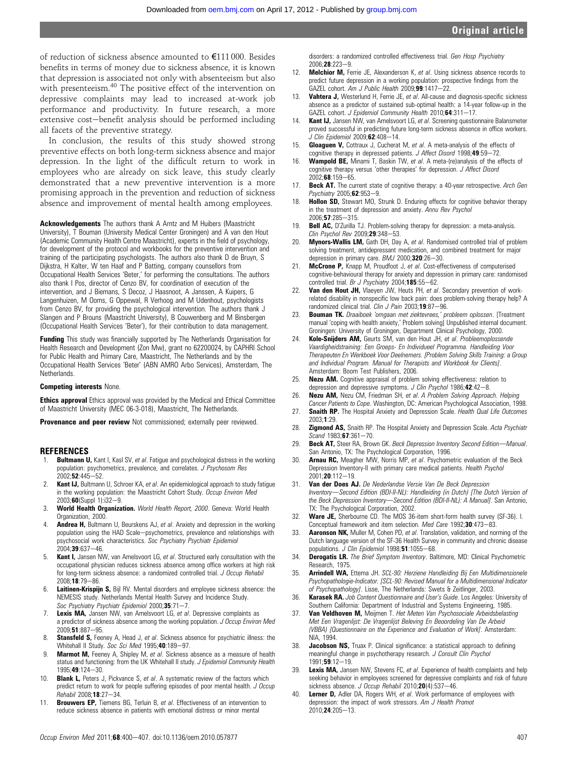of reduction of sickness absence amounted to €111 000. Besides benefits in terms of money due to sickness absence, it is known that depression is associated not only with absenteeism but also with presenteeism.[40] The positive effect of the intervention on depressive complaints may lead to increased at-work job performance and productivity. In future research, a more extensive cost–benefit analysis should be performed including all facets of the preventive strategy.

In conclusion, the results of this study showed strong preventive effects on both long-term sickness absence and major depression. In the light of the difficult return to work in employees who are already on sick leave, this study clearly demonstrated that a new preventive intervention is a more promising approach in the prevention and reduction of sickness absence and improvement of mental health among employees.

**Acknowledgements** The authors thank A Arntz and M Huibers (Maastricht University), T Bouman (University Medical Center Groningen) and A van den Hout (Academic Community Health Centre Maastricht), experts in the field of psychology, for development of the protocol and workbooks for the preventive intervention and training of the participating psychologists. The authors also thank D de Bruyn, S Dijkstra, H Kalter, W ten Haaf and P Batting, company counsellors from Occupational Health Services 'Beter,' for performing the consultations. The authors also thank I Pos, director of Cenzo BV, for coordination of execution of the intervention, and J Biemans, S Decoz, J Haasnoot, A Janssen, A Kuipers, G Langenhuizen, M Ooms, G Oppewal, R Verhoog and M Udenhout, psychologists from Cenzo BV, for providing the psychological intervention. The authors thank J Slangen and P Brouns (Maastricht University), B Couwenberg and M Binsbergen (Occupational Health Services 'Beter') for their contribution to data management.

**Funding** This study was financially supported by The Netherlands Organisation for Health Research and Development (Zon Mw), grant no 62200024, by CAPHRI School for Public Health and Primary Care, Maastricht, The Netherlands and by the Occupational Health Services 'Beter' (ABN AMRO Arbo Services), Amsterdam, The Netherlands.

**Competing interests** None.

**Ethics approval** Ethics approval was provided by the Medical and Ethical Committee of Maastricht University (MEC 06-3-018), Maastricht, The Netherlands.

**Provenance and peer review** Not commissioned; externally peer reviewed.

## REFERENCES

1. **Bultmann U,** Kant I, Kasl SV, *et al*. Fatigue and psychological distress in the working population: psychometrics, prevalence, and correlates. *J Psychosom Res* 2002;**52**:445–52.
2. **Kant IJ,** Bultmann U, Schroer KA, *et al*. An epidemiological approach to study fatigue in the working population: the Maastricht Cohort Study. *Occup Environ Med* 2003;**60**(Suppl 1):i32–9.
3. **World Health Organization.** *World Health Report, 2000*. Geneva: World Health Organization, 2000.
4. **Andrea H,** Bultmann U, Beurskens AJ, *et al*. Anxiety and depression in the working population using the HAD Scale—psychometrics, prevalence and relationships with psychosocial work characteristics. *Soc Psychiatry Psychiatr Epidemiol* 2004;**39**:637–46.
5. **Kant I,** Jansen NW, van Amelsvoort LG, *et al*. Structured early consultation with the occupational physician reduces sickness absence among office workers at high risk for long-term sickness absence: a randomized controlled trial. *J Occup Rehabil* 2008;**18**:79–86.
6. **Laitinen-Krispijn S,** Bijl RV. Mental disorders and employee sickness absence: the NEMESIS study. Netherlands Mental Health Survey and Incidence Study. *Soc Psychiatry Psychiatr Epidemiol* 2000;**35**:71–7.
7. **Lexis MA,** Jansen NW, van Amelsvoort LG, *et al*. Depressive complaints as a predictor of sickness absence among the working population. *J Occup Environ Med* 2009;**51**:887–95.
8. **Stansfeld S,** Feeney A, Head J, *et al*. Sickness absence for psychiatric illness: the Whitehall II Study. *Soc Sci Med* 1995;**40**:189–97.
9. **Marmot M,** Feeney A, Shipley M, *et al*. Sickness absence as a measure of health status and functioning: from the UK Whitehall II study. *J Epidemiol Community Health* 1995;**49**:124–30.
10. **Blank L,** Peters J, Pickvance S, *et al*. A systematic review of the factors which predict return to work for people suffering episodes of poor mental health. *J Occup Rehabil* 2008;**18**:27–34.
11. **Brouwers EP,** Tiemens BG, Terluin B, *et al*. Effectiveness of an intervention to reduce sickness absence in patients with emotional distress or minor mental disorders: a randomized controlled effectiveness trial. *Gen Hosp Psychiatry* 2006;**28**:223–9.
12. **Melchior M,** Ferrie JE, Alexanderson K, *et al*. Using sickness absence records to predict future depression in a working population: prospective findings from the GAZEL cohort. *Am J Public Health* 2009;**99**:1417–22.
13. **Vahtera J,** Westerlund H, Ferrie JE, *et al*. All-cause and diagnosis-specific sickness absence as a predictor of sustained sub-optimal health: a 14-year follow-up in the GAZEL cohort. *J Epidemiol Community Health* 2010;**64**:311–17.
14. **Kant IJ,** Jansen NW, van Amelsvoort LG, *et al*. Screening questionnaire Balansmeter proved successful in predicting future long-term sickness absence in office workers. *J Clin Epidemiol* 2009;**62**:408–14.
15. **Gloaguen V,** Cottraux J, Cucherat M, *et al*. A meta-analysis of the effects of cognitive therapy in depressed patients. *J Affect Disord* 1998;**49**:59–72.
16. **Wampold BE,** Minami T, Baskin TW, *et al*. A meta-(re)analysis of the effects of cognitive therapy versus 'other therapies' for depression. *J Affect Disord* 2002;**68**:159–65.
17. **Beck AT.** The current state of cognitive therapy: a 40-year retrospective. *Arch Gen Psychiatry* 2005;**62**:953–9.
18. **Hollon SD,** Stewart MO, Strunk D. Enduring effects for cognitive behavior therapy in the treatment of depression and anxiety. *Annu Rev Psychol* 2006;**57**:285–315.
19. **Bell AC,** D'Zurilla TJ. Problem-solving therapy for depression: a meta-analysis. *Clin Psychol Rev* 2009;**29**:348–53.
20. **Mynors-Wallis LM,** Gath DH, Day A, *et al*. Randomised controlled trial of problem solving treatment, antidepressant medication, and combined treatment for major depression in primary care. *BMJ* 2000;**320**:26–30.
21. **McCrone P,** Knapp M, Proudfoot J, *et al*. Cost-effectiveness of computerised cognitive-behavioural therapy for anxiety and depression in primary care: randomised controlled trial. *Br J Psychiatry* 2004;**185**:55–62.
22. **Van den Hout JH,** Vlaeyen JW, Heuts PH, *et al*. Secondary prevention of work-related disability in nonspecific low back pain: does problem-solving therapy help? A randomized clinical trial. *Clin J Pain* 2003;**19**:87–96.
23. **Bouman TK.** *Draaiboek 'omgaan met ziektevrees,' probleem oplossen*. [Treatment manual 'coping with health anxiety,' Problem solving] Unpublished internal document. Groningen: University of Groningen, Department Clinical Psychology, 2000.
24. **Kole-Snijders AM,** Geurts SM, van den Hout JH, *et al*. *Probleemoplossende Vaardigheidstraining: Een Groeps- En Individueel Programma. Handleiding Voor Therapeuten En Werkboek Voor Deelnemers. [Problem Solving Skills Training: a Group and Individual Program. Manual for Therapists and Workbook for Clients]*. Amsterdam: Boom Test Publishers, 2006.
25. **Nezu AM.** Cognitive appraisal of problem solving effectiveness: relation to depression and depressive symptoms. *J Clin Psychol* 1986;**42**:42–8.
26. **Nezu AM,** Nezu CM, Friedman SH, *et al*. *A Problem Solving Approach. Helping Cancer Patients to Cope*. Washington, DC: American Psychological Association, 1998.
27. **Snaith RP.** The Hospital Anxiety and Depression Scale. *Health Qual Life Outcomes* 2003;**1**:29.
28. **Zigmond AS,** Snaith RP. The Hospital Anxiety and Depression Scale. *Acta Psychiatr Scand* 1983;**67**:361–70.
29. **Beck AT,** Steer RA, Brown GK. *Beck Depression Inventory Second Edition—Manual*. San Antonio, TX: The Psychological Corporation, 1996.
30. **Arnau RC,** Meagher MW, Norris MP, *et al*. Psychometric evaluation of the Beck Depression Inventory-II with primary care medical patients. *Health Psychol* 2001;**20**:112–19.
31. **Van der Does AJ.** *De Nederlandse Versie Van De Beck Depression Inventory—Second Edition (BDI-II-NL): Handleiding (in Dutch) [The Dutch Version of the Beck Depression Inventory—Second Edition (BDI-II-NL): A Manual]*. San Antonio, TX: The Psychological Corporation, 2002.
32. **Ware JE,** Sherbourne CD. The MOS 36-item short-form health survey (SF-36). I. Conceptual framework and item selection. *Med Care* 1992;**30**:473–83.
33. **Aaronson NK,** Muller M, Cohen PD, *et al*. Translation, validation, and norming of the Dutch language version of the SF-36 Health Survey in community and chronic disease populations. *J Clin Epidemiol* 1998;**51**:1055–68.
34. **Derogatis LR.** *The Brief Symptom Inventory*. Baltimore, MD: Clinical Psychometric Research, 1975.
35. **Arrindell WA,** Ettema JH. *SCL-90: Herziene Handleiding Bij Een Multidimensionele Psychopathologie-Indicator. [SCL-90: Revised Manual for a Multidimensional Indicator of Psychopathology]*. Lisse, The Netherlands: Swets & Zeitlinger, 2003.
36. **Karasek RA.** *Job Content Questionnaire and User's Guide*. Los Angeles: University of Southern California: Department of Industrial and Systems Engineering, 1985.
37. **Van Veldhoven M,** Meijmen T. *Het Meten Van Psychosociale Arbeidsbelasting Met Een Vragenlijst: De Vragenlijst Beleving En Beoordeling Van De Arbeid (VBBA) [Questionnaire on the Experience and Evaluation of Work]*. Amsterdam: NIA, 1994.
38. **Jacobson NS,** Truax P. Clinical significance: a statistical approach to defining meaningful change in psychotherapy research. *J Consult Clin Psychol* 1991;**59**:12–19.
39. **Lexis MA,** Jansen NW, Stevens FC, *et al*. Experience of health complaints and help seeking behavior in employees screened for depressive complaints and risk of future sickness absence. *J Occup Rehabil* 2010;**20**(4):537–46.
40. **Lerner D,** Adler DA, Rogers WH, *et al*. Work performance of employees with depression: the impact of work stressors. *Am J Health Promot* 2010;**24**:205–13.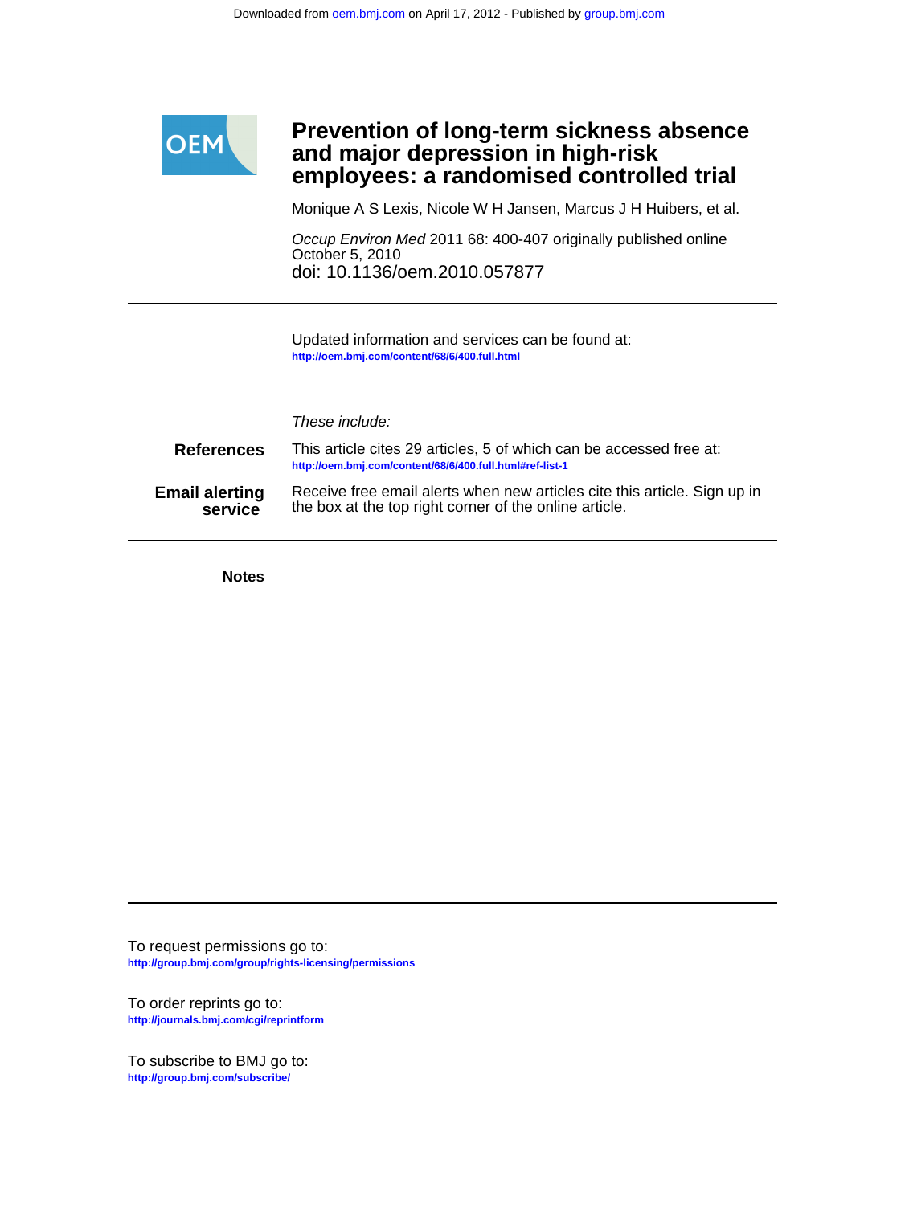Downloaded from oem.bmj.com on April 17, 2012 - Published by group.bmj.com

OEM

# Prevention of long-term sickness absence and major depression in high-risk employees: a randomised controlled trial

Monique A S Lexis, Nicole W H Jansen, Marcus J H Huibers, et al.

*Occup Environ Med* 2011 68: 400-407 originally published online October 5, 2010
doi: 10.1136/oem.2010.057877

---

Updated information and services can be found at:
http://oem.bmj.com/content/68/6/400.full.html

---

*These include:*

**References** This article cites 29 articles, 5 of which can be accessed free at:
http://oem.bmj.com/content/68/6/400.full.html#ref-list-1

**Email alerting service** Receive free email alerts when new articles cite this article. Sign up in the box at the top right corner of the online article.

---

**Notes**

---

To request permissions go to:
http://group.bmj.com/group/rights-licensing/permissions

To order reprints go to:
http://journals.bmj.com/cgi/reprintform

To subscribe to BMJ go to:
http://group.bmj.com/subscribe/